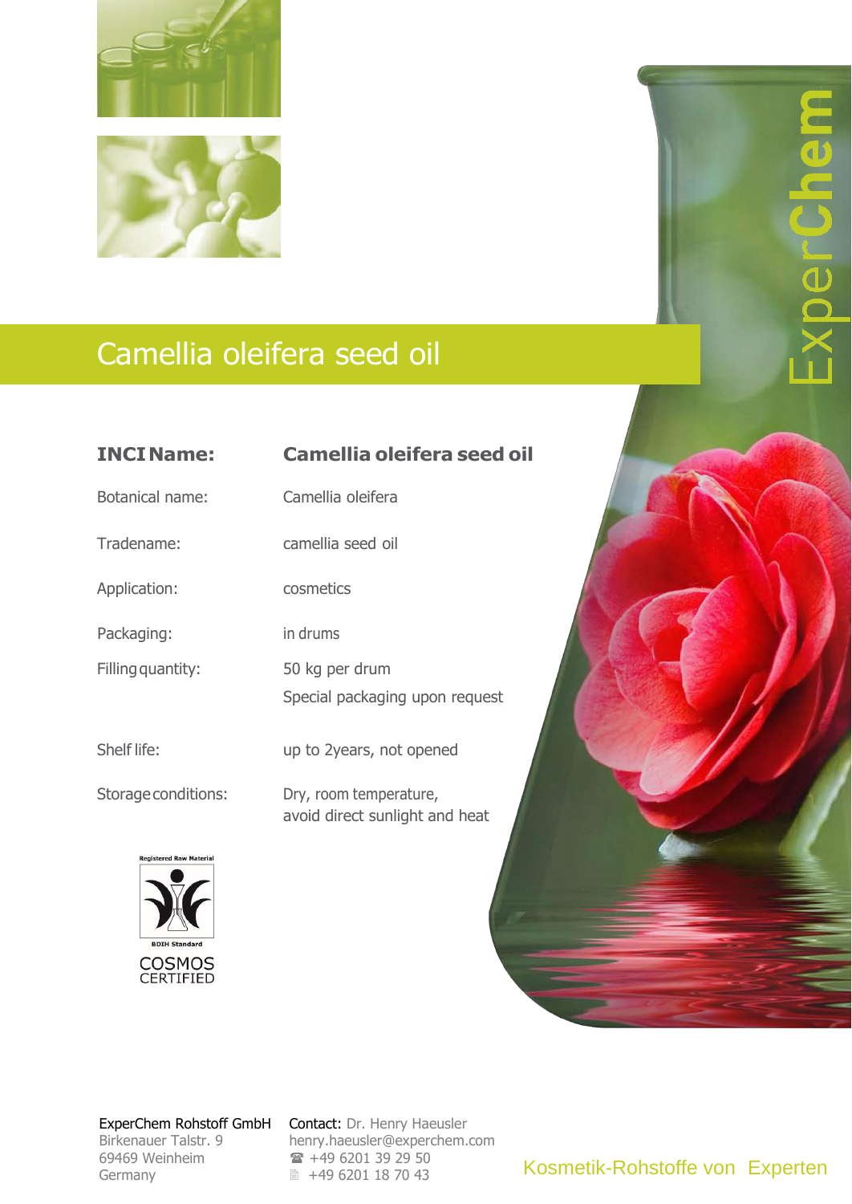# Camellia oleifera seed oil

| **INCI Name:** | **Camellia oleifera seed oil** |
| --- | --- |
| Botanical name: | Camellia oleifera |
| Tradename: | camellia seed oil |
| Application: | cosmetics |
| Packaging: | in drums |
| Filling quantity: | 50 kg per drum<br>Special packaging upon request |
| Shelf life: | up to 2years, not opened |
| Storage conditions: | Dry, room temperature,<br>avoid direct sunlight and heat |

Registered Raw Material

BDIH Standard

COSMOS CERTIFIED

ExperChem Rohstoff GmbH
Birkenauer Talstr. 9
69469 Weinheim
Germany

Contact: Dr. Henry Haeusler
henry.haeusler@experchem.com
☎ +49 6201 39 29 50
🖹 +49 6201 18 70 43

Kosmetik-Rohstoffe von Experten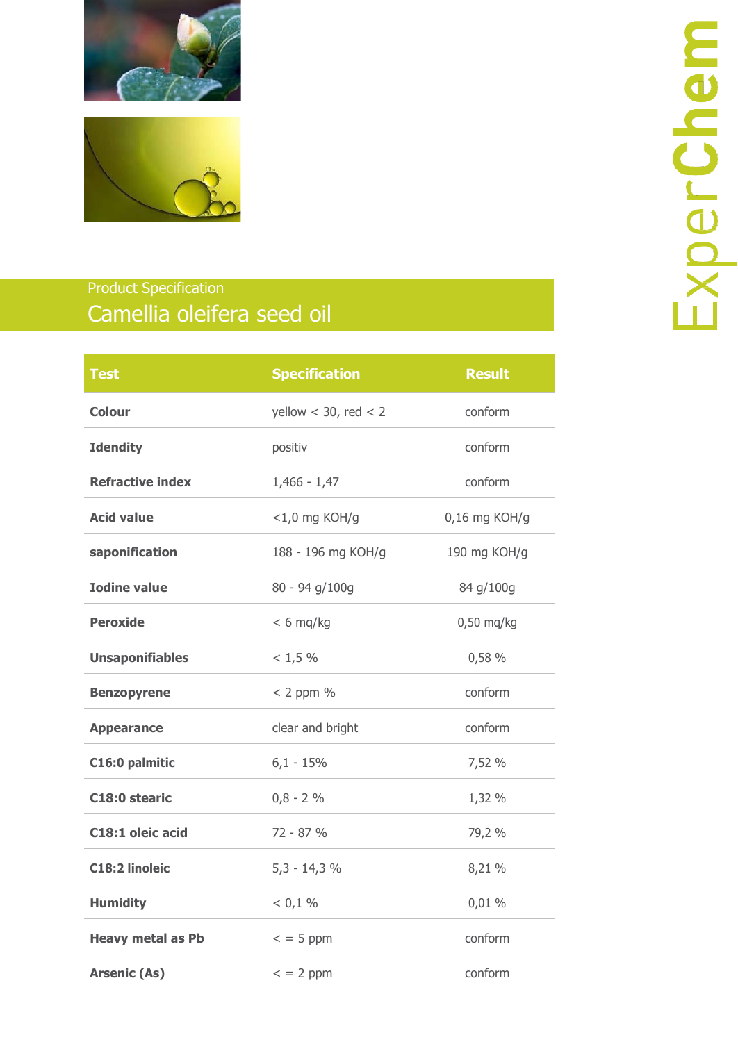Product Specification

# Camellia oleifera seed oil

| Test | Specification | Result |
|---|---|---|
| **Colour** | yellow < 30, red < 2 | conform |
| **Idendity** | positiv | conform |
| **Refractive index** | 1,466 - 1,47 | conform |
| **Acid value** | <1,0 mg KOH/g | 0,16 mg KOH/g |
| **saponification** | 188 - 196 mg KOH/g | 190 mg KOH/g |
| **Iodine value** | 80 - 94 g/100g | 84 g/100g |
| **Peroxide** | < 6 mq/kg | 0,50 mq/kg |
| **Unsaponifiables** | < 1,5 % | 0,58 % |
| **Benzopyrene** | < 2 ppm % | conform |
| **Appearance** | clear and bright | conform |
| **C16:0 palmitic** | 6,1 - 15% | 7,52 % |
| **C18:0 stearic** | 0,8 - 2 % | 1,32 % |
| **C18:1 oleic acid** | 72 - 87 % | 79,2 % |
| **C18:2 linoleic** | 5,3 - 14,3 % | 8,21 % |
| **Humidity** | < 0,1 % | 0,01 % |
| **Heavy metal as Pb** | < = 5 ppm | conform |
| **Arsenic (As)** | < = 2 ppm | conform |

ExperChem